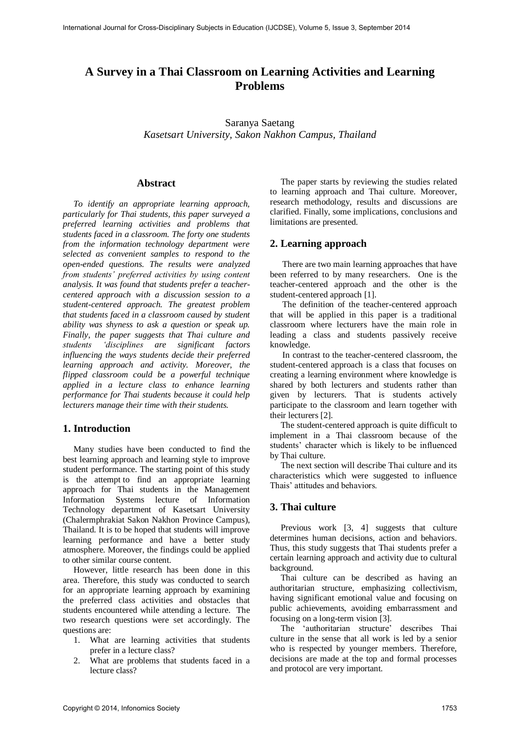# A Survey in a Thai Classroom on Learning Activities and Learning Problems

Saranya Saetang
*Kasetsart University, Sakon Nakhon Campus, Thailand*

## Abstract

*To identify an appropriate learning approach, particularly for Thai students, this paper surveyed a preferred learning activities and problems that students faced in a classroom. The forty one students from the information technology department were selected as convenient samples to respond to the open-ended questions. The results were analyzed from students' preferred activities by using content analysis. It was found that students prefer a teacher-centered approach with a discussion session to a student-centered approach. The greatest problem that students faced in a classroom caused by student ability was shyness to ask a question or speak up. Finally, the paper suggests that Thai culture and students 'disciplines are significant factors influencing the ways students decide their preferred learning approach and activity. Moreover, the flipped classroom could be a powerful technique applied in a lecture class to enhance learning performance for Thai students because it could help lecturers manage their time with their students.*

## 1. Introduction

Many studies have been conducted to find the best learning approach and learning style to improve student performance. The starting point of this study is the attempt to find an appropriate learning approach for Thai students in the Management Information Systems lecture of Information Technology department of Kasetsart University (Chalermphrakiat Sakon Nakhon Province Campus), Thailand. It is to be hoped that students will improve learning performance and have a better study atmosphere. Moreover, the findings could be applied to other similar course content.

However, little research has been done in this area. Therefore, this study was conducted to search for an appropriate learning approach by examining the preferred class activities and obstacles that students encountered while attending a lecture. The two research questions were set accordingly. The questions are:

1. What are learning activities that students prefer in a lecture class?
2. What are problems that students faced in a lecture class?

The paper starts by reviewing the studies related to learning approach and Thai culture. Moreover, research methodology, results and discussions are clarified. Finally, some implications, conclusions and limitations are presented.

## 2. Learning approach

There are two main learning approaches that have been referred to by many researchers. One is the teacher-centered approach and the other is the student-centered approach [1].

The definition of the teacher-centered approach that will be applied in this paper is a traditional classroom where lecturers have the main role in leading a class and students passively receive knowledge.

In contrast to the teacher-centered classroom, the student-centered approach is a class that focuses on creating a learning environment where knowledge is shared by both lecturers and students rather than given by lecturers. That is students actively participate to the classroom and learn together with their lecturers [2].

The student-centered approach is quite difficult to implement in a Thai classroom because of the students' character which is likely to be influenced by Thai culture.

The next section will describe Thai culture and its characteristics which were suggested to influence Thais' attitudes and behaviors.

## 3. Thai culture

Previous work [3, 4] suggests that culture determines human decisions, action and behaviors. Thus, this study suggests that Thai students prefer a certain learning approach and activity due to cultural background.

Thai culture can be described as having an authoritarian structure, emphasizing collectivism, having significant emotional value and focusing on public achievements, avoiding embarrassment and focusing on a long-term vision [3].

The 'authoritarian structure' describes Thai culture in the sense that all work is led by a senior who is respected by younger members. Therefore, decisions are made at the top and formal processes and protocol are very important.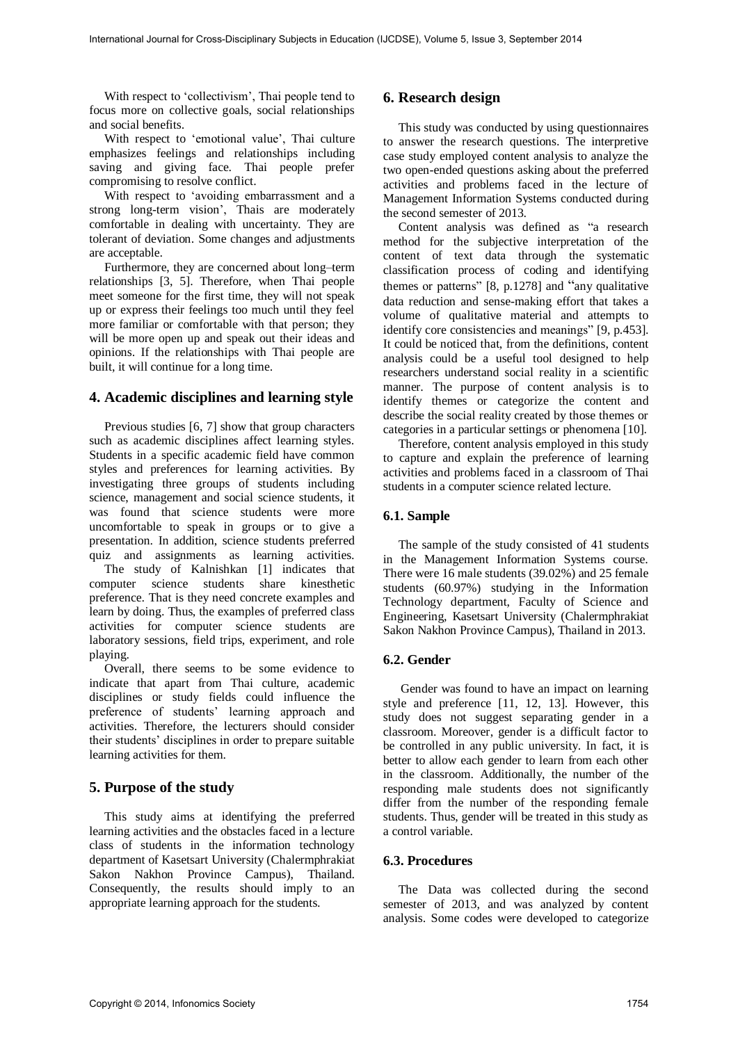With respect to 'collectivism', Thai people tend to focus more on collective goals, social relationships and social benefits.

With respect to 'emotional value', Thai culture emphasizes feelings and relationships including saving and giving face. Thai people prefer compromising to resolve conflict.

With respect to 'avoiding embarrassment and a strong long-term vision', Thais are moderately comfortable in dealing with uncertainty. They are tolerant of deviation. Some changes and adjustments are acceptable.

Furthermore, they are concerned about long–term relationships [3, 5]. Therefore, when Thai people meet someone for the first time, they will not speak up or express their feelings too much until they feel more familiar or comfortable with that person; they will be more open up and speak out their ideas and opinions. If the relationships with Thai people are built, it will continue for a long time.

## 4. Academic disciplines and learning style

Previous studies [6, 7] show that group characters such as academic disciplines affect learning styles. Students in a specific academic field have common styles and preferences for learning activities. By investigating three groups of students including science, management and social science students, it was found that science students were more uncomfortable to speak in groups or to give a presentation. In addition, science students preferred quiz and assignments as learning activities.

The study of Kalnishkan [1] indicates that computer science students share kinesthetic preference. That is they need concrete examples and learn by doing. Thus, the examples of preferred class activities for computer science students are laboratory sessions, field trips, experiment, and role playing.

Overall, there seems to be some evidence to indicate that apart from Thai culture, academic disciplines or study fields could influence the preference of students' learning approach and activities. Therefore, the lecturers should consider their students' disciplines in order to prepare suitable learning activities for them.

## 5. Purpose of the study

This study aims at identifying the preferred learning activities and the obstacles faced in a lecture class of students in the information technology department of Kasetsart University (Chalermphrakiat Sakon Nakhon Province Campus), Thailand. Consequently, the results should imply to an appropriate learning approach for the students.

## 6. Research design

This study was conducted by using questionnaires to answer the research questions. The interpretive case study employed content analysis to analyze the two open-ended questions asking about the preferred activities and problems faced in the lecture of Management Information Systems conducted during the second semester of 2013.

Content analysis was defined as "a research method for the subjective interpretation of the content of text data through the systematic classification process of coding and identifying themes or patterns" [8, p.1278] and "any qualitative data reduction and sense-making effort that takes a volume of qualitative material and attempts to identify core consistencies and meanings" [9, p.453]. It could be noticed that, from the definitions, content analysis could be a useful tool designed to help researchers understand social reality in a scientific manner. The purpose of content analysis is to identify themes or categorize the content and describe the social reality created by those themes or categories in a particular settings or phenomena [10].

Therefore, content analysis employed in this study to capture and explain the preference of learning activities and problems faced in a classroom of Thai students in a computer science related lecture.

### 6.1. Sample

The sample of the study consisted of 41 students in the Management Information Systems course. There were 16 male students (39.02%) and 25 female students (60.97%) studying in the Information Technology department, Faculty of Science and Engineering, Kasetsart University (Chalermphrakiat Sakon Nakhon Province Campus), Thailand in 2013.

### 6.2. Gender

Gender was found to have an impact on learning style and preference [11, 12, 13]. However, this study does not suggest separating gender in a classroom. Moreover, gender is a difficult factor to be controlled in any public university. In fact, it is better to allow each gender to learn from each other in the classroom. Additionally, the number of the responding male students does not significantly differ from the number of the responding female students. Thus, gender will be treated in this study as a control variable.

### 6.3. Procedures

The Data was collected during the second semester of 2013, and was analyzed by content analysis. Some codes were developed to categorize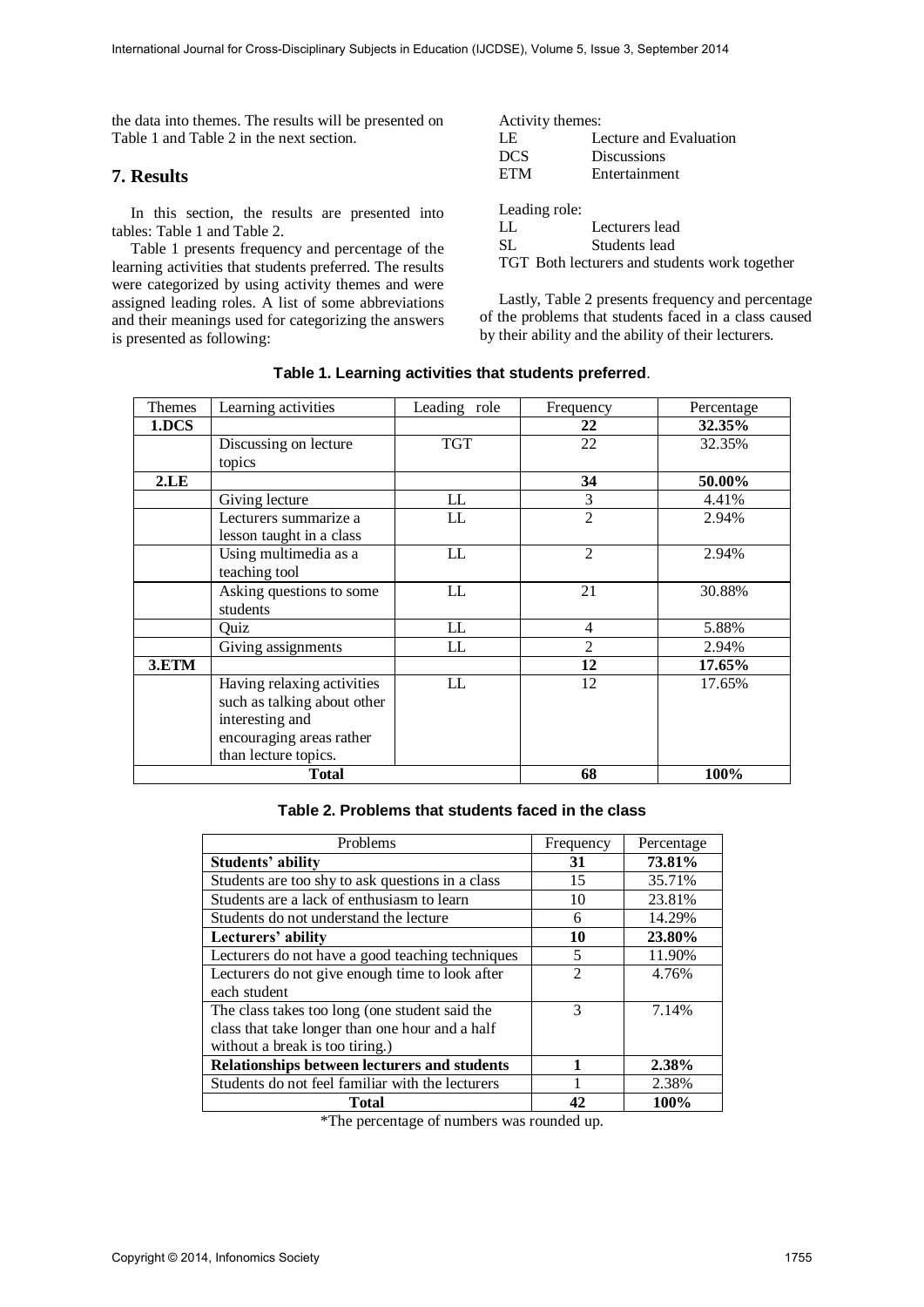the data into themes. The results will be presented on Table 1 and Table 2 in the next section.

## 7. Results

In this section, the results are presented into tables: Table 1 and Table 2.

Table 1 presents frequency and percentage of the learning activities that students preferred. The results were categorized by using activity themes and were assigned leading roles. A list of some abbreviations and their meanings used for categorizing the answers is presented as following:

Activity themes:

| | |
|---|---|
| LE | Lecture and Evaluation |
| DCS | Discussions |
| ETM | Entertainment |

Leading role:

| | |
|---|---|
| LL | Lecturers lead |
| SL | Students lead |
| TGT | Both lecturers and students work together |

Lastly, Table 2 presents frequency and percentage of the problems that students faced in a class caused by their ability and the ability of their lecturers.

**Table 1. Learning activities that students preferred**.

| Themes | Learning activities | Leading role | Frequency | Percentage |
|---|---|---|---|---|
| **1.DCS** | | | **22** | **32.35%** |
| | Discussing on lecture topics | TGT | 22 | 32.35% |
| **2.LE** | | | **34** | **50.00%** |
| | Giving lecture | LL | 3 | 4.41% |
| | Lecturers summarize a lesson taught in a class | LL | 2 | 2.94% |
| | Using multimedia as a teaching tool | LL | 2 | 2.94% |
| | Asking questions to some students | LL | 21 | 30.88% |
| | Quiz | LL | 4 | 5.88% |
| | Giving assignments | LL | 2 | 2.94% |
| **3.ETM** | | | **12** | **17.65%** |
| | Having relaxing activities such as talking about other interesting and encouraging areas rather than lecture topics. | LL | 12 | 17.65% |
| **Total** | | | **68** | **100%** |

**Table 2. Problems that students faced in the class**

| Problems | Frequency | Percentage |
|---|---|---|
| **Students' ability** | **31** | **73.81%** |
| Students are too shy to ask questions in a class | 15 | 35.71% |
| Students are a lack of enthusiasm to learn | 10 | 23.81% |
| Students do not understand the lecture | 6 | 14.29% |
| **Lecturers' ability** | **10** | **23.80%** |
| Lecturers do not have a good teaching techniques | 5 | 11.90% |
| Lecturers do not give enough time to look after each student | 2 | 4.76% |
| The class takes too long (one student said the class that take longer than one hour and a half without a break is too tiring.) | 3 | 7.14% |
| **Relationships between lecturers and students** | **1** | **2.38%** |
| Students do not feel familiar with the lecturers | 1 | 2.38% |
| **Total** | **42** | **100%** |

*The percentage of numbers was rounded up.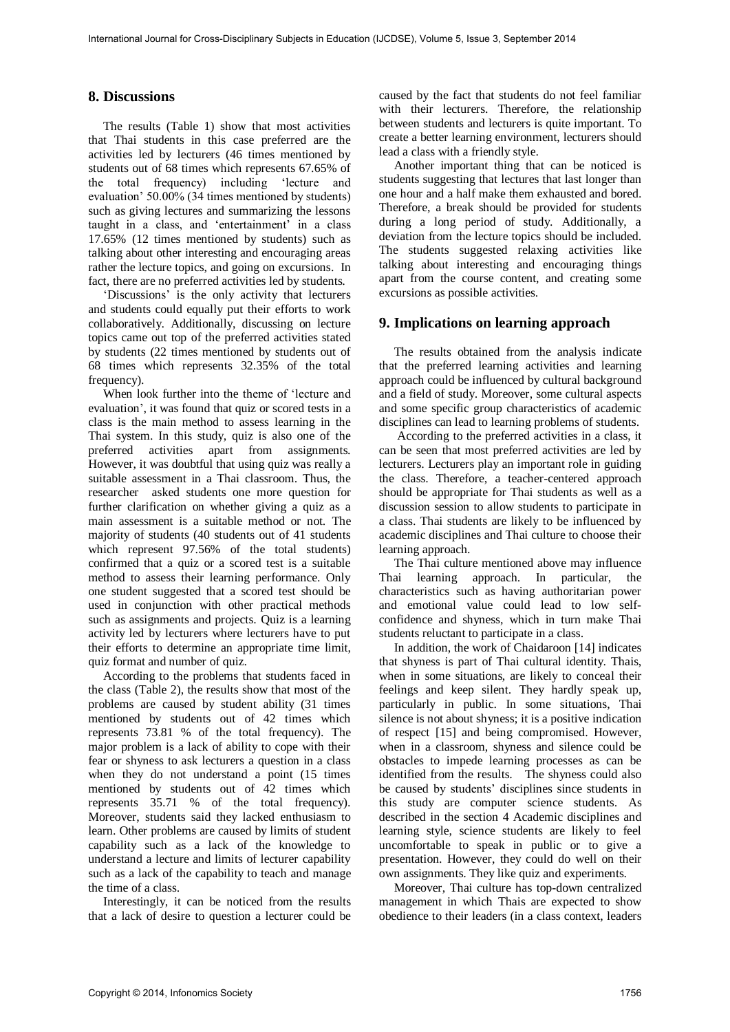## 8. Discussions

The results (Table 1) show that most activities that Thai students in this case preferred are the activities led by lecturers (46 times mentioned by students out of 68 times which represents 67.65% of the total frequency) including 'lecture and evaluation' 50.00% (34 times mentioned by students) such as giving lectures and summarizing the lessons taught in a class, and 'entertainment' in a class 17.65% (12 times mentioned by students) such as talking about other interesting and encouraging areas rather the lecture topics, and going on excursions. In fact, there are no preferred activities led by students.

'Discussions' is the only activity that lecturers and students could equally put their efforts to work collaboratively. Additionally, discussing on lecture topics came out top of the preferred activities stated by students (22 times mentioned by students out of 68 times which represents 32.35% of the total frequency).

When look further into the theme of 'lecture and evaluation', it was found that quiz or scored tests in a class is the main method to assess learning in the Thai system. In this study, quiz is also one of the preferred activities apart from assignments. However, it was doubtful that using quiz was really a suitable assessment in a Thai classroom. Thus, the researcher asked students one more question for further clarification on whether giving a quiz as a main assessment is a suitable method or not. The majority of students (40 students out of 41 students which represent 97.56% of the total students) confirmed that a quiz or a scored test is a suitable method to assess their learning performance. Only one student suggested that a scored test should be used in conjunction with other practical methods such as assignments and projects. Quiz is a learning activity led by lecturers where lecturers have to put their efforts to determine an appropriate time limit, quiz format and number of quiz.

According to the problems that students faced in the class (Table 2), the results show that most of the problems are caused by student ability (31 times mentioned by students out of 42 times which represents 73.81 % of the total frequency). The major problem is a lack of ability to cope with their fear or shyness to ask lecturers a question in a class when they do not understand a point (15 times mentioned by students out of 42 times which represents 35.71 % of the total frequency). Moreover, students said they lacked enthusiasm to learn. Other problems are caused by limits of student capability such as a lack of the knowledge to understand a lecture and limits of lecturer capability such as a lack of the capability to teach and manage the time of a class.

Interestingly, it can be noticed from the results that a lack of desire to question a lecturer could be caused by the fact that students do not feel familiar with their lecturers. Therefore, the relationship between students and lecturers is quite important. To create a better learning environment, lecturers should lead a class with a friendly style.

Another important thing that can be noticed is students suggesting that lectures that last longer than one hour and a half make them exhausted and bored. Therefore, a break should be provided for students during a long period of study. Additionally, a deviation from the lecture topics should be included. The students suggested relaxing activities like talking about interesting and encouraging things apart from the course content, and creating some excursions as possible activities.

## 9. Implications on learning approach

The results obtained from the analysis indicate that the preferred learning activities and learning approach could be influenced by cultural background and a field of study. Moreover, some cultural aspects and some specific group characteristics of academic disciplines can lead to learning problems of students.

According to the preferred activities in a class, it can be seen that most preferred activities are led by lecturers. Lecturers play an important role in guiding the class. Therefore, a teacher-centered approach should be appropriate for Thai students as well as a discussion session to allow students to participate in a class. Thai students are likely to be influenced by academic disciplines and Thai culture to choose their learning approach.

The Thai culture mentioned above may influence Thai learning approach. In particular, the characteristics such as having authoritarian power and emotional value could lead to low self-confidence and shyness, which in turn make Thai students reluctant to participate in a class.

In addition, the work of Chaidaroon [14] indicates that shyness is part of Thai cultural identity. Thais, when in some situations, are likely to conceal their feelings and keep silent. They hardly speak up, particularly in public. In some situations, Thai silence is not about shyness; it is a positive indication of respect [15] and being compromised. However, when in a classroom, shyness and silence could be obstacles to impede learning processes as can be identified from the results. The shyness could also be caused by students' disciplines since students in this study are computer science students. As described in the section 4 Academic disciplines and learning style, science students are likely to feel uncomfortable to speak in public or to give a presentation. However, they could do well on their own assignments. They like quiz and experiments.

Moreover, Thai culture has top-down centralized management in which Thais are expected to show obedience to their leaders (in a class context, leaders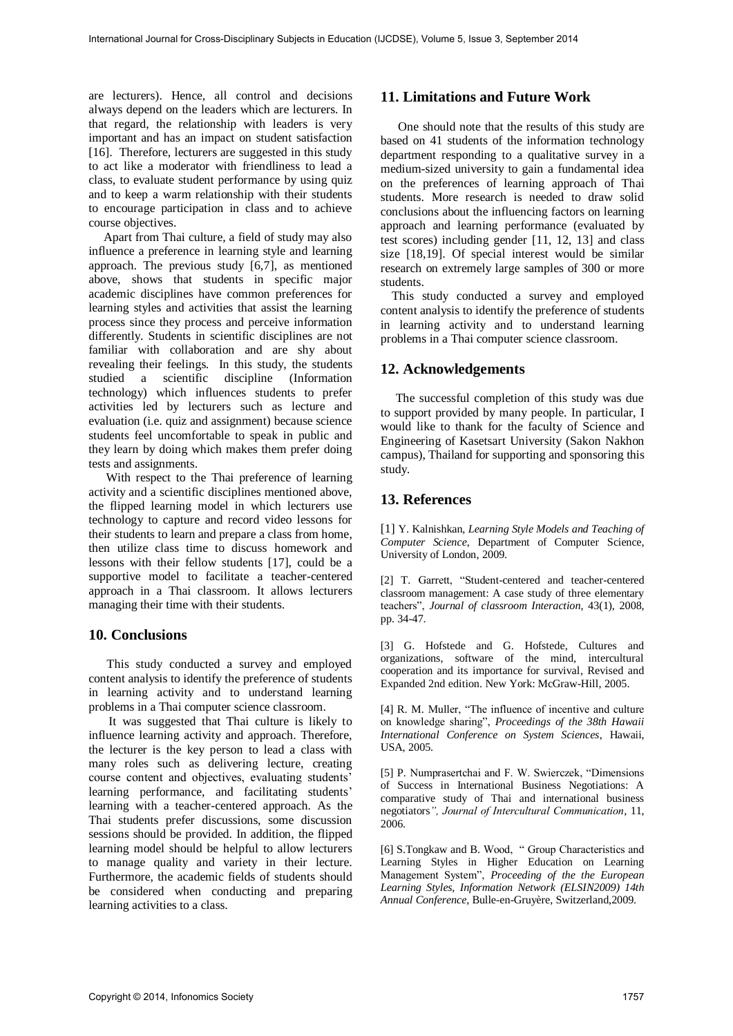are lecturers). Hence, all control and decisions always depend on the leaders which are lecturers. In that regard, the relationship with leaders is very important and has an impact on student satisfaction [16]. Therefore, lecturers are suggested in this study to act like a moderator with friendliness to lead a class, to evaluate student performance by using quiz and to keep a warm relationship with their students to encourage participation in class and to achieve course objectives.

Apart from Thai culture, a field of study may also influence a preference in learning style and learning approach. The previous study [6,7], as mentioned above, shows that students in specific major academic disciplines have common preferences for learning styles and activities that assist the learning process since they process and perceive information differently. Students in scientific disciplines are not familiar with collaboration and are shy about revealing their feelings. In this study, the students studied a scientific discipline (Information technology) which influences students to prefer activities led by lecturers such as lecture and evaluation (i.e. quiz and assignment) because science students feel uncomfortable to speak in public and they learn by doing which makes them prefer doing tests and assignments.

With respect to the Thai preference of learning activity and a scientific disciplines mentioned above, the flipped learning model in which lecturers use technology to capture and record video lessons for their students to learn and prepare a class from home, then utilize class time to discuss homework and lessons with their fellow students [17], could be a supportive model to facilitate a teacher-centered approach in a Thai classroom. It allows lecturers managing their time with their students.

## 10. Conclusions

This study conducted a survey and employed content analysis to identify the preference of students in learning activity and to understand learning problems in a Thai computer science classroom.

It was suggested that Thai culture is likely to influence learning activity and approach. Therefore, the lecturer is the key person to lead a class with many roles such as delivering lecture, creating course content and objectives, evaluating students' learning performance, and facilitating students' learning with a teacher-centered approach. As the Thai students prefer discussions, some discussion sessions should be provided. In addition, the flipped learning model should be helpful to allow lecturers to manage quality and variety in their lecture. Furthermore, the academic fields of students should be considered when conducting and preparing learning activities to a class.

## 11. Limitations and Future Work

One should note that the results of this study are based on 41 students of the information technology department responding to a qualitative survey in a medium-sized university to gain a fundamental idea on the preferences of learning approach of Thai students. More research is needed to draw solid conclusions about the influencing factors on learning approach and learning performance (evaluated by test scores) including gender [11, 12, 13] and class size [18,19]. Of special interest would be similar research on extremely large samples of 300 or more students.

This study conducted a survey and employed content analysis to identify the preference of students in learning activity and to understand learning problems in a Thai computer science classroom.

## 12. Acknowledgements

The successful completion of this study was due to support provided by many people. In particular, I would like to thank for the faculty of Science and Engineering of Kasetsart University (Sakon Nakhon campus), Thailand for supporting and sponsoring this study.

## 13. References

[1] Y. Kalnishkan, *Learning Style Models and Teaching of Computer Science*, Department of Computer Science, University of London, 2009.

[2] T. Garrett, "Student-centered and teacher-centered classroom management: A case study of three elementary teachers", *Journal of classroom Interaction*, 43(1), 2008, pp. 34-47.

[3] G. Hofstede and G. Hofstede, Cultures and organizations, software of the mind, intercultural cooperation and its importance for survival, Revised and Expanded 2nd edition. New York: McGraw-Hill, 2005.

[4] R. M. Muller, "The influence of incentive and culture on knowledge sharing", *Proceedings of the 38th Hawaii International Conference on System Sciences*, Hawaii, USA, 2005.

[5] P. Numprasertchai and F. W. Swierczek, "Dimensions of Success in International Business Negotiations: A comparative study of Thai and international business negotiators*", Journal of Intercultural Communication*, 11, 2006.

[6] S.Tongkaw and B. Wood, " Group Characteristics and Learning Styles in Higher Education on Learning Management System", *Proceeding of the the European Learning Styles, Information Network (ELSIN2009) 14th Annual Conference*, Bulle-en-Gruyère, Switzerland,2009.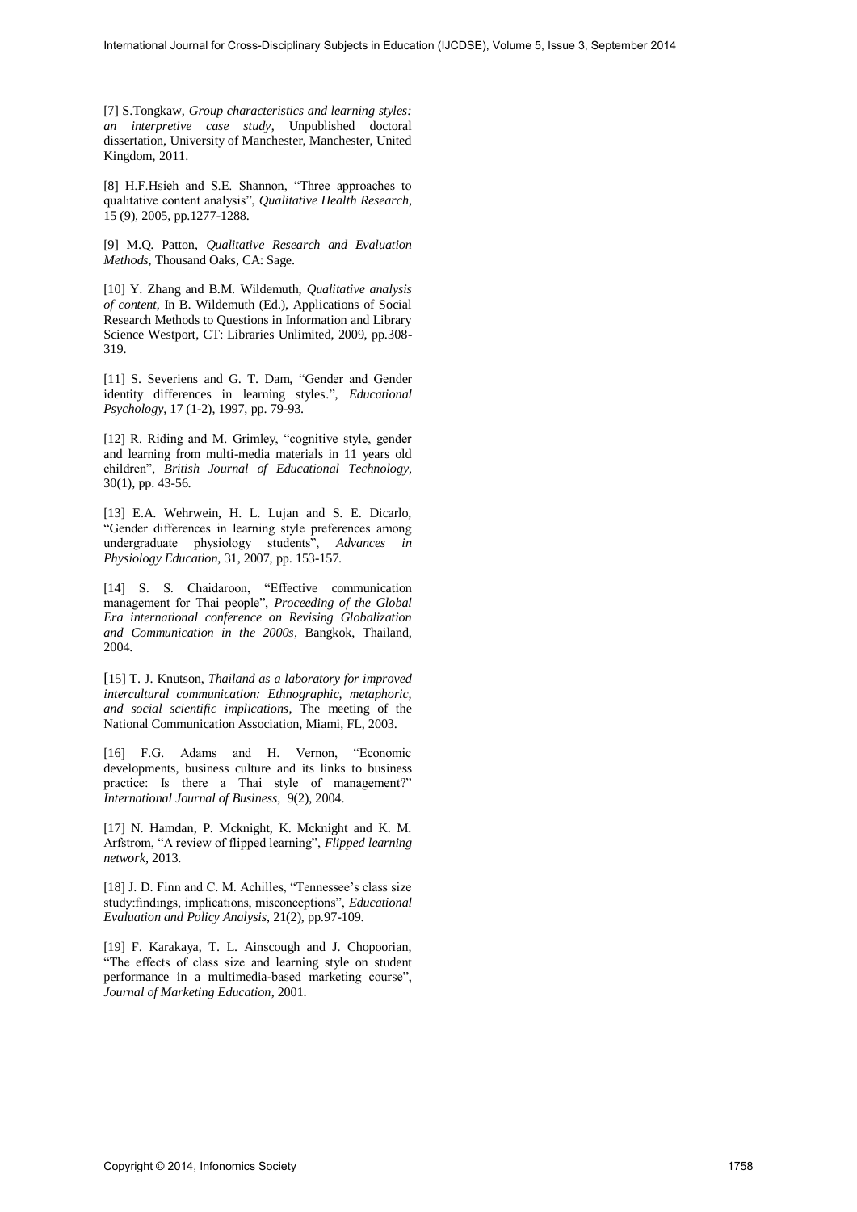[7] S.Tongkaw, *Group characteristics and learning styles: an interpretive case study*, Unpublished doctoral dissertation, University of Manchester, Manchester, United Kingdom, 2011.

[8] H.F.Hsieh and S.E. Shannon, "Three approaches to qualitative content analysis", *Qualitative Health Research*, 15 (9), 2005, pp.1277-1288.

[9] M.Q. Patton, *Qualitative Research and Evaluation Methods*, Thousand Oaks, CA: Sage.

[10] Y. Zhang and B.M. Wildemuth, *Qualitative analysis of content*, In B. Wildemuth (Ed.), Applications of Social Research Methods to Questions in Information and Library Science Westport, CT: Libraries Unlimited, 2009, pp.308-319.

[11] S. Severiens and G. T. Dam, "Gender and Gender identity differences in learning styles.", *Educational Psychology*, 17 (1-2), 1997, pp. 79-93.

[12] R. Riding and M. Grimley, "cognitive style, gender and learning from multi-media materials in 11 years old children", *British Journal of Educational Technology*, 30(1), pp. 43-56.

[13] E.A. Wehrwein, H. L. Lujan and S. E. Dicarlo, "Gender differences in learning style preferences among undergraduate physiology students", *Advances in Physiology Education*, 31, 2007, pp. 153-157.

[14] S. S. Chaidaroon, "Effective communication management for Thai people", *Proceeding of the Global Era international conference on Revising Globalization and Communication in the 2000s*, Bangkok, Thailand, 2004.

[15] T. J. Knutson, *Thailand as a laboratory for improved intercultural communication: Ethnographic, metaphoric, and social scientific implications*, The meeting of the National Communication Association, Miami, FL, 2003.

[16] F.G. Adams and H. Vernon, "Economic developments, business culture and its links to business practice: Is there a Thai style of management?" *International Journal of Business*, 9(2), 2004.

[17] N. Hamdan, P. Mcknight, K. Mcknight and K. M. Arfstrom, "A review of flipped learning", *Flipped learning network*, 2013.

[18] J. D. Finn and C. M. Achilles, "Tennessee's class size study:findings, implications, misconceptions", *Educational Evaluation and Policy Analysis*, 21(2), pp.97-109.

[19] F. Karakaya, T. L. Ainscough and J. Chopoorian, "The effects of class size and learning style on student performance in a multimedia-based marketing course", *Journal of Marketing Education*, 2001.